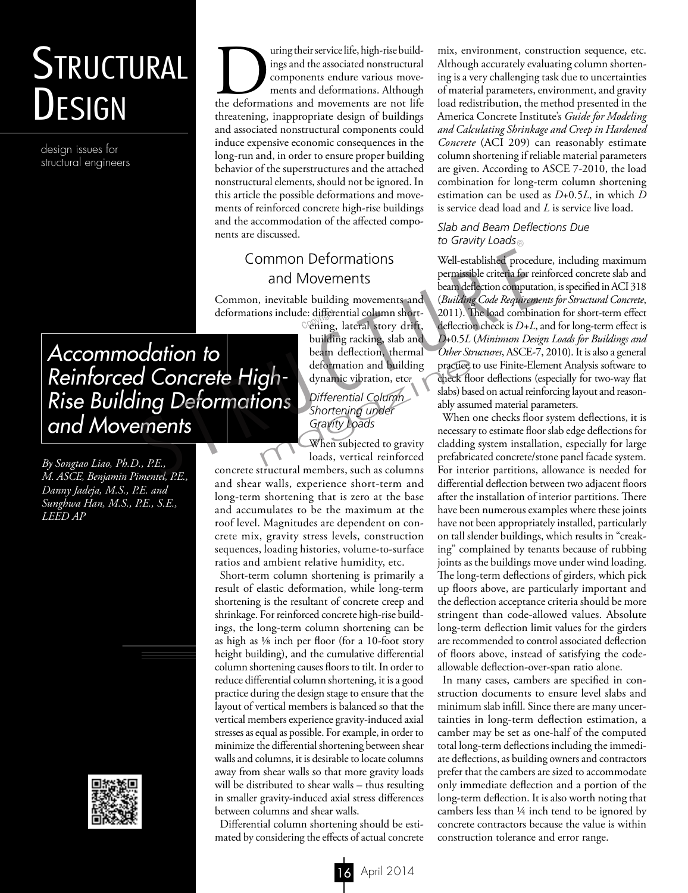# Structural Design

design issues for structural engineers

# Accommodation to Reinforced Concrete High-Rise Building Deformations and Movements

*By Songtao Liao, Ph.D., P.E., M. ASCE, Benjamin Pimentel, P.E., Danny Jadeja, M.S., P.E. and Sunghwa Han, M.S., P.E., S.E., LEED AP*

During their service life, high-rise buildings and the associated nonstructural components endure various movements and deformations. Although the deformations and movements are not life threatening, inappropriate design of buildings and associated nonstructural components could induce expensive economic consequences in the long-run and, in order to ensure proper building behavior of the superstructures and the attached nonstructural elements, should not be ignored. In this article the possible deformations and movements of reinforced concrete high-rise buildings and the accommodation of the affected components are discussed.

## Common Deformations and Movements

Common, inevitable building movements and deformations include: differential column shortening, lateral story drift, building racking, slab and beam deflection, thermal deformation and building dynamic vibration, etc.

### *Differential Column Shortening under Gravity Loads*

When subjected to gravity loads, vertical reinforced concrete structural members, such as columns and shear walls, experience short-term and long-term shortening that is zero at the base and accumulates to be the maximum at the roof level. Magnitudes are dependent on concrete mix, gravity stress levels, construction sequences, loading histories, volume-to-surface ratios and ambient relative humidity, etc.

Short-term column shortening is primarily a result of elastic deformation, while long-term shortening is the resultant of concrete creep and shrinkage. For reinforced concrete high-rise buildings, the long-term column shortening can be as high as ⅛ inch per floor (for a 10-foot story height building), and the cumulative differential column shortening causes floors to tilt. In order to reduce differential column shortening, it is a good practice during the design stage to ensure that the layout of vertical members is balanced so that the vertical members experience gravity-induced axial stresses as equal as possible. For example, in order to minimize the differential shortening between shear walls and columns, it is desirable to locate columns away from shear walls so that more gravity loads will be distributed to shear walls – thus resulting in smaller gravity-induced axial stress differences between columns and shear walls.

Differential column shortening should be estimated by considering the effects of actual concrete mix, environment, construction sequence, etc. Although accurately evaluating column shortening is a very challenging task due to uncertainties of material parameters, environment, and gravity load redistribution, the method presented in the America Concrete Institute's *Guide for Modeling and Calculating Shrinkage and Creep in Hardened Concrete* (ACI 209) can reasonably estimate column shortening if reliable material parameters are given. According to ASCE 7-2010, the load combination for long-term column shortening estimation can be used as $D$+0.5$L$, in which $D$ is service dead load and $L$ is service live load.

### *Slab and Beam Deflections Due to Gravity Loads*

Well-established procedure, including maximum permissible criteria for reinforced concrete slab and beam deflection computation, is specified in ACI 318 (*Building Code Requirements for Structural Concrete*, 2011). The load combination for short-term effect deflection check is $D$+$L$, and for long-term effect is $D$+0.5$L$ (*Minimum Design Loads for Buildings and Other Structures*, ASCE-7, 2010). It is also a general practice to use Finite-Element Analysis software to check floor deflections (especially for two-way flat slabs) based on actual reinforcing layout and reasonably assumed material parameters.

When one checks floor system deflections, it is necessary to estimate floor slab edge deflections for cladding system installation, especially for large prefabricated concrete/stone panel facade system. For interior partitions, allowance is needed for differential deflection between two adjacent floors after the installation of interior partitions. There have been numerous examples where these joints have not been appropriately installed, particularly on tall slender buildings, which results in "creaking" complained by tenants because of rubbing joints as the buildings move under wind loading. The long-term deflections of girders, which pick up floors above, are particularly important and the deflection acceptance criteria should be more stringent than code-allowed values. Absolute long-term deflection limit values for the girders are recommended to control associated deflection of floors above, instead of satisfying the code-allowable deflection-over-span ratio alone.

In many cases, cambers are specified in construction documents to ensure level slabs and minimum slab infill. Since there are many uncertainties in long-term deflection estimation, a camber may be set as one-half of the computed total long-term deflections including the immediate deflections, as building owners and contractors prefer that the cambers are sized to accommodate only immediate deflection and a portion of the long-term deflection. It is also worth noting that cambers less than ¼ inch tend to be ignored by concrete contractors because the value is within construction tolerance and error range.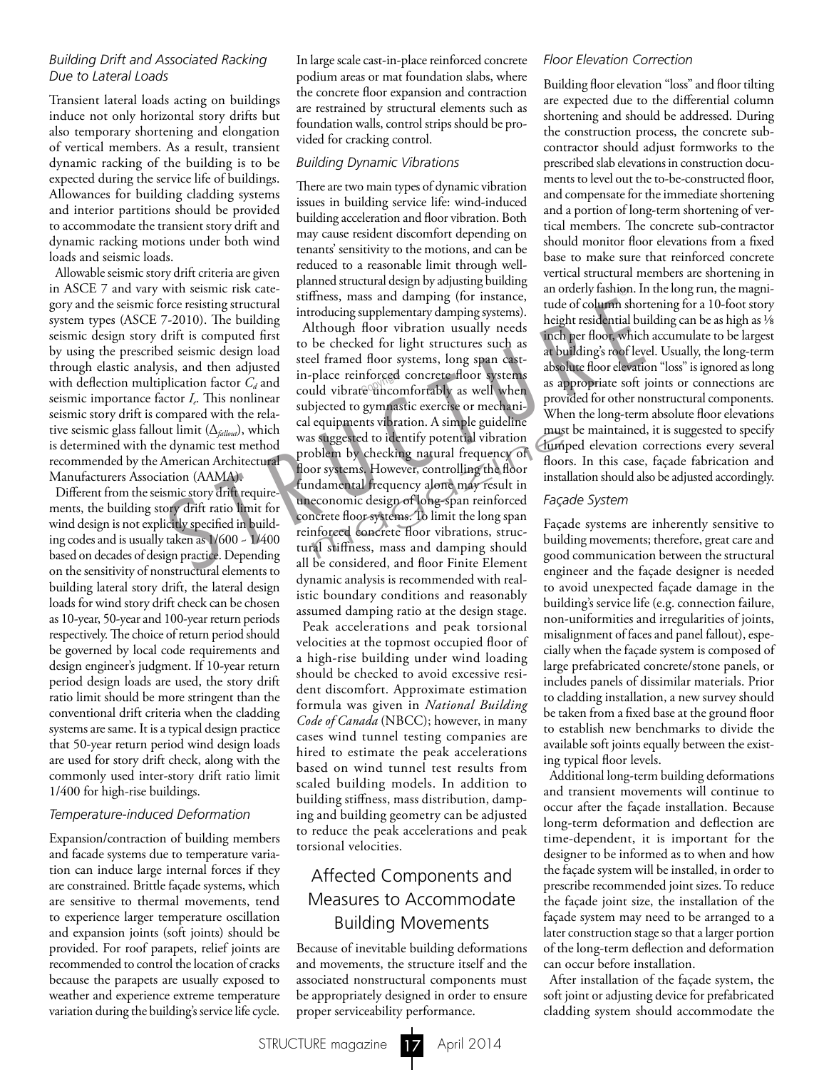### Building Drift and Associated Racking Due to Lateral Loads

Transient lateral loads acting on buildings induce not only horizontal story drifts but also temporary shortening and elongation of vertical members. As a result, transient dynamic racking of the building is to be expected during the service life of buildings. Allowances for building cladding systems and interior partitions should be provided to accommodate the transient story drift and dynamic racking motions under both wind loads and seismic loads.

Allowable seismic story drift criteria are given in ASCE 7 and vary with seismic risk category and the seismic force resisting structural system types (ASCE 7-2010). The building seismic design story drift is computed first by using the prescribed seismic design load through elastic analysis, and then adjusted with deflection multiplication factor $C_d$ and seismic importance factor $I_e$. This nonlinear seismic story drift is compared with the relative seismic glass fallout limit ($\Delta_{fallout}$), which is determined with the dynamic test method recommended by the American Architectural Manufacturers Association (AAMA).

Different from the seismic story drift requirements, the building story drift ratio limit for wind design is not explicitly specified in building codes and is usually taken as 1/600 ~ 1/400 based on decades of design practice. Depending on the sensitivity of nonstructural elements to building lateral story drift, the lateral design loads for wind story drift check can be chosen as 10-year, 50-year and 100-year return periods respectively. The choice of return period should be governed by local code requirements and design engineer's judgment. If 10-year return period design loads are used, the story drift ratio limit should be more stringent than the conventional drift criteria when the cladding systems are same. It is a typical design practice that 50-year return period wind design loads are used for story drift check, along with the commonly used inter-story drift ratio limit 1/400 for high-rise buildings.

### Temperature-induced Deformation

Expansion/contraction of building members and facade systems due to temperature variation can induce large internal forces if they are constrained. Brittle façade systems, which are sensitive to thermal movements, tend to experience larger temperature oscillation and expansion joints (soft joints) should be provided. For roof parapets, relief joints are recommended to control the location of cracks because the parapets are usually exposed to weather and experience extreme temperature variation during the building's service life cycle. In large scale cast-in-place reinforced concrete podium areas or mat foundation slabs, where the concrete floor expansion and contraction are restrained by structural elements such as foundation walls, control strips should be provided for cracking control.

### Building Dynamic Vibrations

There are two main types of dynamic vibration issues in building service life: wind-induced building acceleration and floor vibration. Both may cause resident discomfort depending on tenants' sensitivity to the motions, and can be reduced to a reasonable limit through well-planned structural design by adjusting building stiffness, mass and damping (for instance, introducing supplementary damping systems).

Although floor vibration usually needs to be checked for light structures such as steel framed floor systems, long span cast-in-place reinforced concrete floor systems could vibrate uncomfortably as well when subjected to gymnastic exercise or mechanical equipments vibration. A simple guideline was suggested to identify potential vibration problem by checking natural frequency of floor systems. However, controlling the floor fundamental frequency alone may result in uneconomic design of long-span reinforced concrete floor systems. To limit the long span reinforced concrete floor vibrations, structural stiffness, mass and damping should all be considered, and floor Finite Element dynamic analysis is recommended with realistic boundary conditions and reasonably assumed damping ratio at the design stage.

Peak accelerations and peak torsional velocities at the topmost occupied floor of a high-rise building under wind loading should be checked to avoid excessive resident discomfort. Approximate estimation formula was given in *National Building Code of Canada* (NBCC); however, in many cases wind tunnel testing companies are hired to estimate the peak accelerations based on wind tunnel test results from scaled building models. In addition to building stiffness, mass distribution, damping and building geometry can be adjusted to reduce the peak accelerations and peak torsional velocities.

## Affected Components and Measures to Accommodate Building Movements

Because of inevitable building deformations and movements, the structure itself and the associated nonstructural components must be appropriately designed in order to ensure proper serviceability performance.

### Floor Elevation Correction

Building floor elevation "loss" and floor tilting are expected due to the differential column shortening and should be addressed. During the construction process, the concrete subcontractor should adjust formworks to the prescribed slab elevations in construction documents to level out the to-be-constructed floor, and compensate for the immediate shortening and a portion of long-term shortening of vertical members. The concrete sub-contractor should monitor floor elevations from a fixed base to make sure that reinforced concrete vertical structural members are shortening in an orderly fashion. In the long run, the magnitude of column shortening for a 10-foot story height residential building can be as high as ⅛ inch per floor, which accumulate to be largest at building's roof level. Usually, the long-term absolute floor elevation "loss" is ignored as long as appropriate soft joints or connections are provided for other nonstructural components. When the long-term absolute floor elevations must be maintained, it is suggested to specify lumped elevation corrections every several floors. In this case, façade fabrication and installation should also be adjusted accordingly.

### Façade System

Façade systems are inherently sensitive to building movements; therefore, great care and good communication between the structural engineer and the façade designer is needed to avoid unexpected façade damage in the building's service life (e.g. connection failure, non-uniformities and irregularities of joints, misalignment of faces and panel fallout), especially when the façade system is composed of large prefabricated concrete/stone panels, or includes panels of dissimilar materials. Prior to cladding installation, a new survey should be taken from a fixed base at the ground floor to establish new benchmarks to divide the available soft joints equally between the existing typical floor levels.

Additional long-term building deformations and transient movements will continue to occur after the façade installation. Because long-term deformation and deflection are time-dependent, it is important for the designer to be informed as to when and how the façade system will be installed, in order to prescribe recommended joint sizes. To reduce the façade joint size, the installation of the façade system may need to be arranged to a later construction stage so that a larger portion of the long-term deflection and deformation can occur before installation.

After installation of the façade system, the soft joint or adjusting device for prefabricated cladding system should accommodate the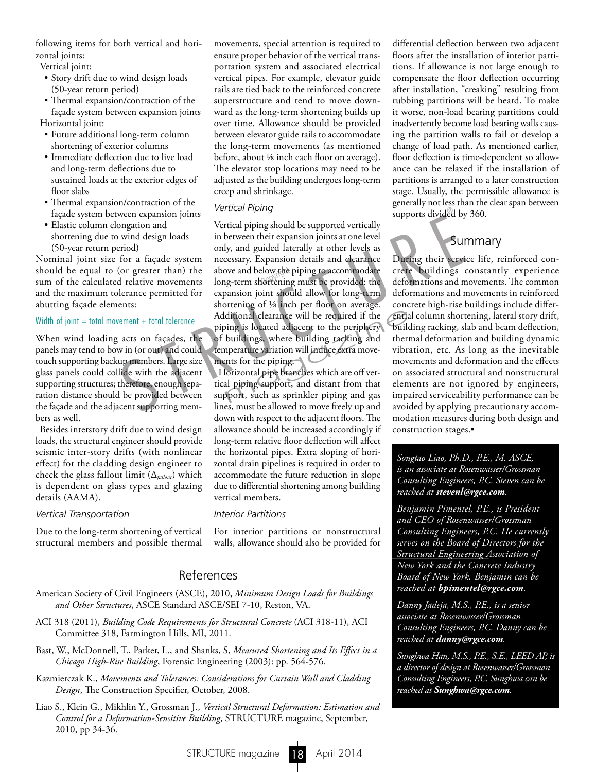following items for both vertical and horizontal joints:

Vertical joint:

- Story drift due to wind design loads (50-year return period)
- Thermal expansion/contraction of the façade system between expansion joints

Horizontal joint:

- Future additional long-term column shortening of exterior columns
- Immediate deflection due to live load and long-term deflections due to sustained loads at the exterior edges of floor slabs
- Thermal expansion/contraction of the façade system between expansion joints
- Elastic column elongation and shortening due to wind design loads (50-year return period)

Nominal joint size for a façade system should be equal to (or greater than) the sum of the calculated relative movements and the maximum tolerance permitted for abutting façade elements:

Width of joint = total movement + total tolerance

When wind loading acts on façades, the panels may tend to bow in (or out) and could touch supporting backup members. Large size glass panels could collide with the adjacent supporting structures; therefore, enough separation distance should be provided between the façade and the adjacent supporting members as well.

Besides interstory drift due to wind design loads, the structural engineer should provide seismic inter-story drifts (with nonlinear effect) for the cladding design engineer to check the glass fallout limit ($\Delta_{fallout}$) which is dependent on glass types and glazing details (AAMA).

### Vertical Transportation

Due to the long-term shortening of vertical structural members and possible thermal movements, special attention is required to ensure proper behavior of the vertical transportation system and associated electrical vertical pipes. For example, elevator guide rails are tied back to the reinforced concrete superstructure and tend to move downward as the long-term shortening builds up over time. Allowance should be provided between elevator guide rails to accommodate the long-term movements (as mentioned before, about ⅛ inch each floor on average). The elevator stop locations may need to be adjusted as the building undergoes long-term creep and shrinkage.

### Vertical Piping

Vertical piping should be supported vertically in between their expansion joints at one level only, and guided laterally at other levels as necessary. Expansion details and clearance above and below the piping to accommodate long-term shortening must be provided: the expansion joint should allow for long-term shortening of ⅛ inch per floor on average. Additional clearance will be required if the piping is located adjacent to the periphery of buildings, where building racking and temperature variation will induce extra movements for the piping.

Horizontal pipe branches which are off vertical piping support, and distant from that support, such as sprinkler piping and gas lines, must be allowed to move freely up and down with respect to the adjacent floors. The allowance should be increased accordingly if long-term relative floor deflection will affect the horizontal pipes. Extra sloping of horizontal drain pipelines is required in order to accommodate the future reduction in slope due to differential shortening among building vertical members.

### Interior Partitions

For interior partitions or nonstructural walls, allowance should also be provided for differential deflection between two adjacent floors after the installation of interior partitions. If allowance is not large enough to compensate the floor deflection occurring after installation, "creaking" resulting from rubbing partitions will be heard. To make it worse, non-load bearing partitions could inadvertently become load bearing walls causing the partition walls to fail or develop a change of load path. As mentioned earlier, floor deflection is time-dependent so allowance can be relaxed if the installation of partitions is arranged to a later construction stage. Usually, the permissible allowance is generally not less than the clear span between supports divided by 360.

## Summary

During their service life, reinforced concrete buildings constantly experience deformations and movements. The common deformations and movements in reinforced concrete high-rise buildings include differential column shortening, lateral story drift, building racking, slab and beam deflection, thermal deformation and building dynamic vibration, etc. As long as the inevitable movements and deformation and the effects on associated structural and nonstructural elements are not ignored by engineers, impaired serviceability performance can be avoided by applying precautionary accommodation measures during both design and construction stages.▪

*Songtao Liao, Ph.D., P.E., M. ASCE, is an associate at Rosenwasser/Grossman Consulting Engineers, P.C. Steven can be reached at **stevenl@rgce.com**.*

*Benjamin Pimentel, P.E., is President and CEO of Rosenwasser/Grossman Consulting Engineers, P.C. He currently serves on the Board of Directors for the Structural Engineering Association of New York and the Concrete Industry Board of New York. Benjamin can be reached at **bpimentel@rgce.com**.*

*Danny Jadeja, M.S., P.E., is a senior associate at Rosenwasser/Grossman Consulting Engineers, P.C. Danny can be reached at **danny@rgce.com**.*

*Sunghwa Han, M.S., P.E., S.E., LEED AP, is a director of design at Rosenwasser/Grossman Consulting Engineers, P.C. Sunghwa can be reached at **Sunghwa@rgce.com**.*

## References

American Society of Civil Engineers (ASCE), 2010, *Minimum Design Loads for Buildings and Other Structures*, ASCE Standard ASCE/SEI 7-10, Reston, VA.

ACI 318 (2011), *Building Code Requirements for Structural Concrete* (ACI 318-11), ACI Committee 318, Farmington Hills, MI, 2011.

Bast, W., McDonnell, T., Parker, L., and Shanks, S, *Measured Shortening and Its Effect in a Chicago High-Rise Building*, Forensic Engineering (2003): pp. 564-576.

Kazmierczak K., *Movements and Tolerances: Considerations for Curtain Wall and Cladding Design*, The Construction Specifier, October, 2008.

Liao S., Klein G., Mikhlin Y., Grossman J., *Vertical Structural Deformation: Estimation and Control for a Deformation-Sensitive Building*, STRUCTURE magazine, September, 2010, pp 34-36.